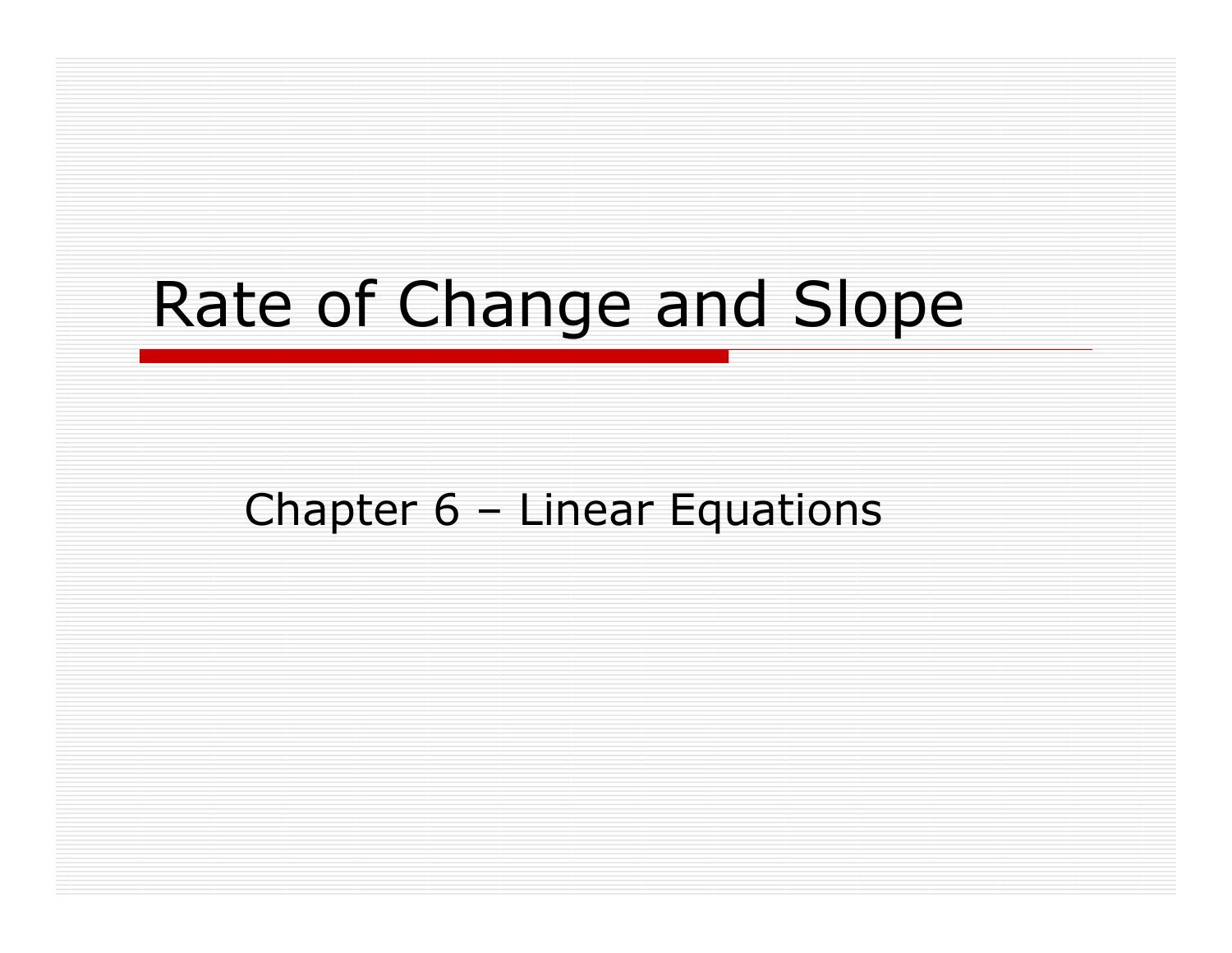# Rate of Change and Slope

Chapter 6 – Linear Equations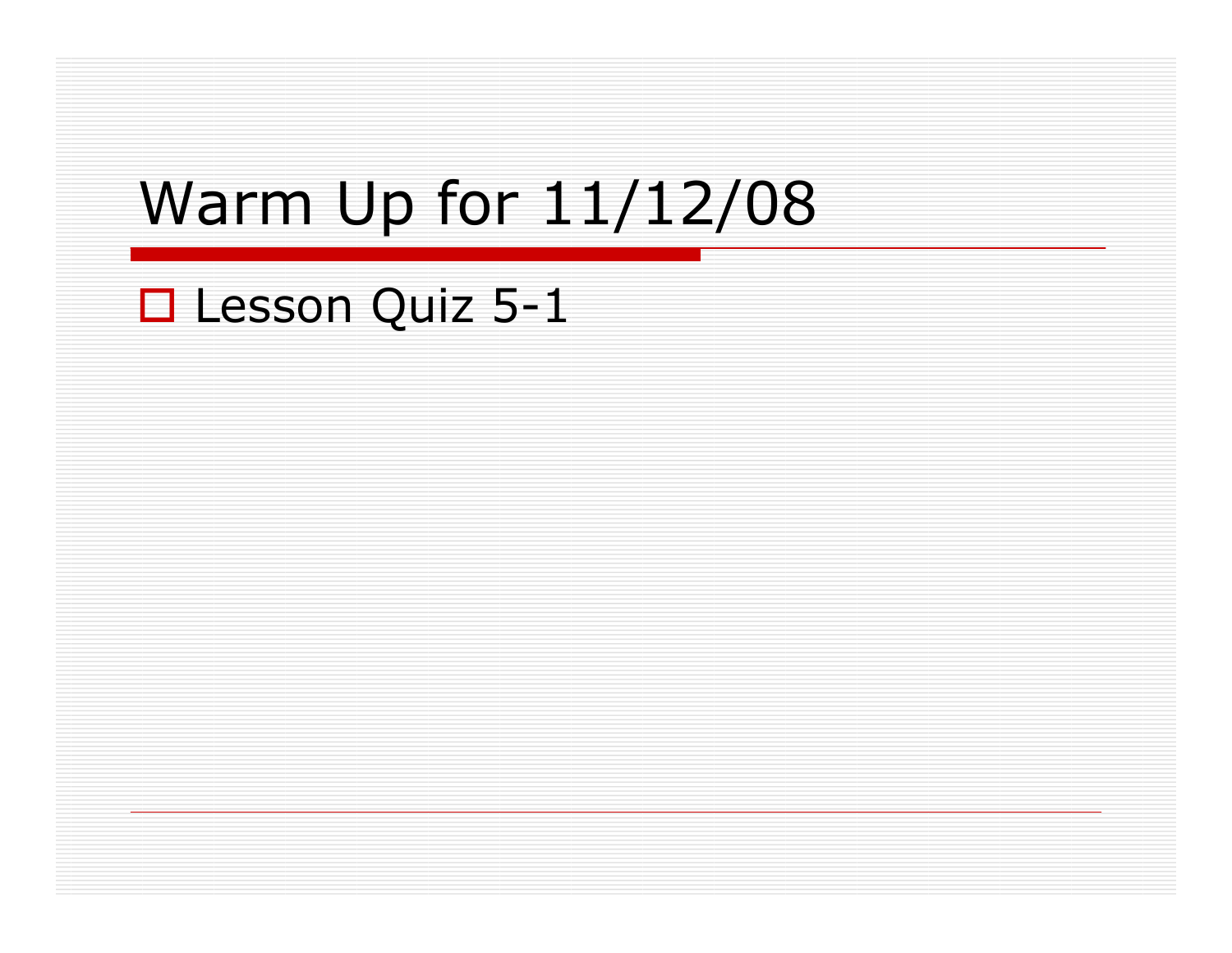# Warm Up for 11/12/08

- Lesson Quiz 5-1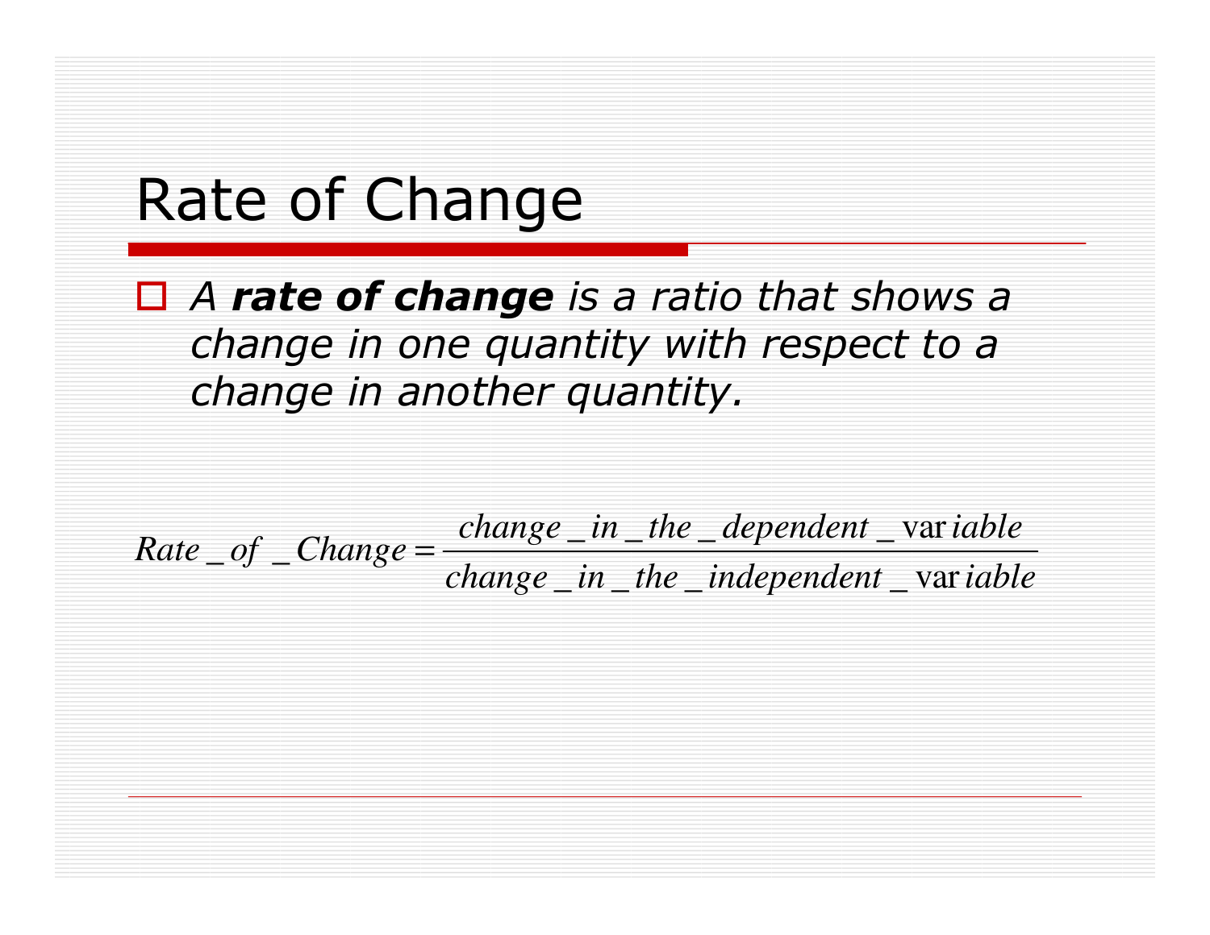# Rate of Change

- *A* ***rate of change*** *is a ratio that shows a change in one quantity with respect to a change in another quantity.*

$$Rate\_of\_Change = \frac{change\_in\_the\_dependent\_variable}{change\_in\_the\_independent\_variable}$$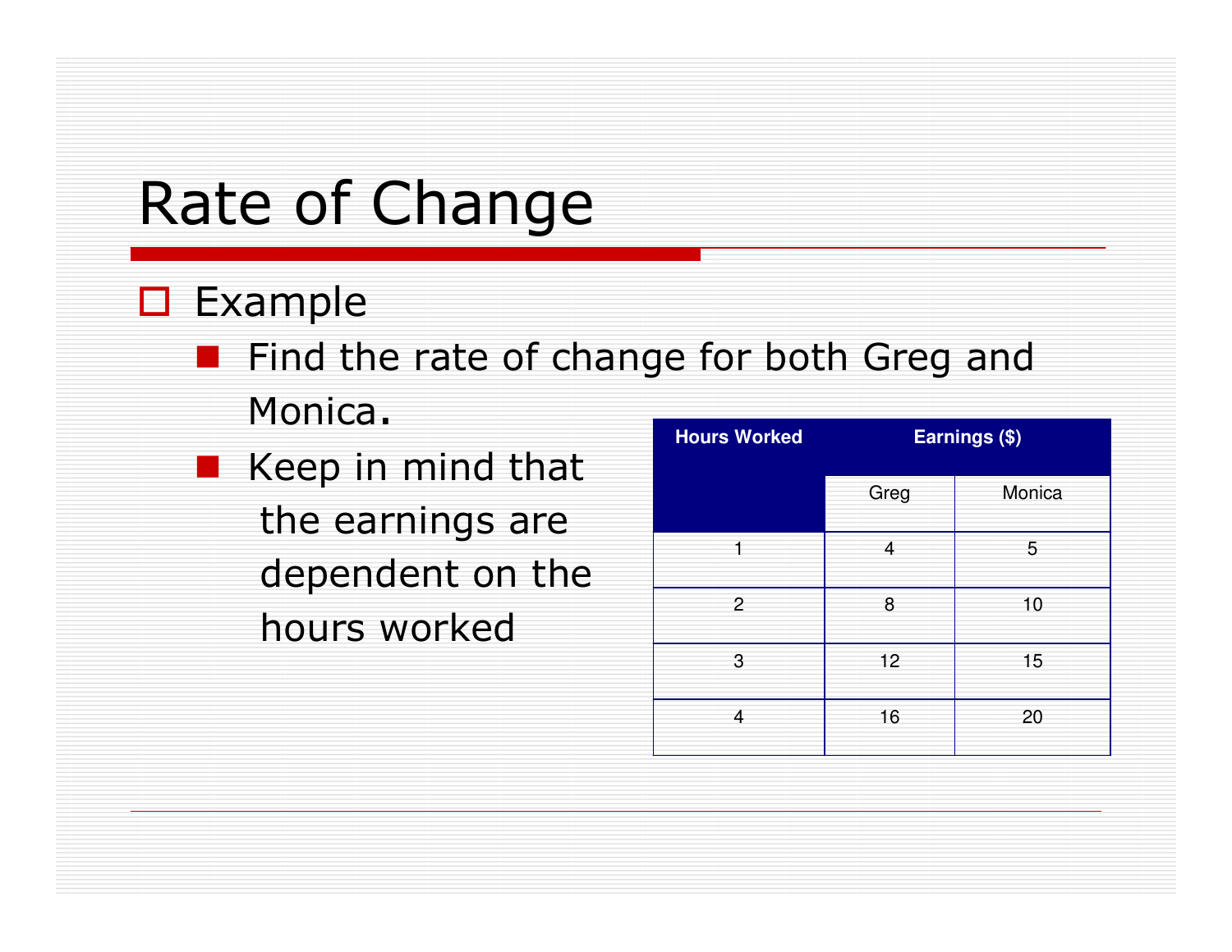# Rate of Change

- Example
  - Find the rate of change for both Greg and Monica.
  - Keep in mind that the earnings are dependent on the hours worked

| Hours Worked | Earnings ($) | |
|---|---|---|
| | Greg | Monica |
| 1 | 4 | 5 |
| 2 | 8 | 10 |
| 3 | 12 | 15 |
| 4 | 16 | 20 |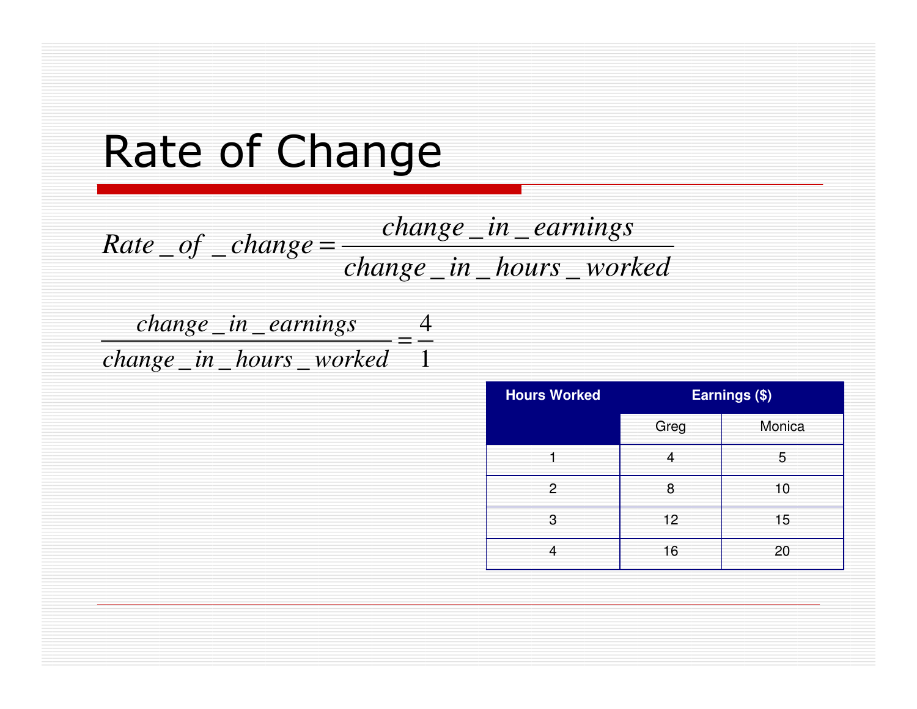# Rate of Change

$$Rate\_of\_change = \frac{change\_in\_earnings}{change\_in\_hours\_worked}$$

$$\frac{change\_in\_earnings}{change\_in\_hours\_worked} = \frac{4}{1}$$

| Hours Worked | Earnings ($) | |
|---|---|---|
| | Greg | Monica |
| 1 | 4 | 5 |
| 2 | 8 | 10 |
| 3 | 12 | 15 |
| 4 | 16 | 20 |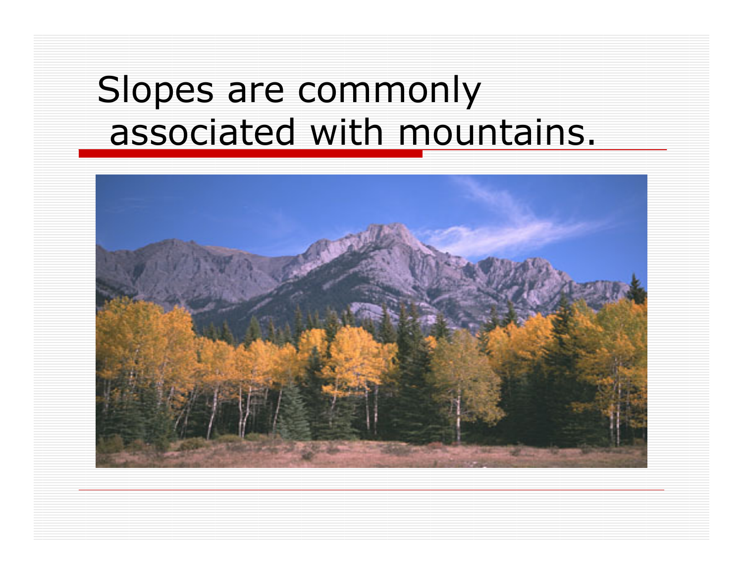# Slopes are commonly associated with mountains.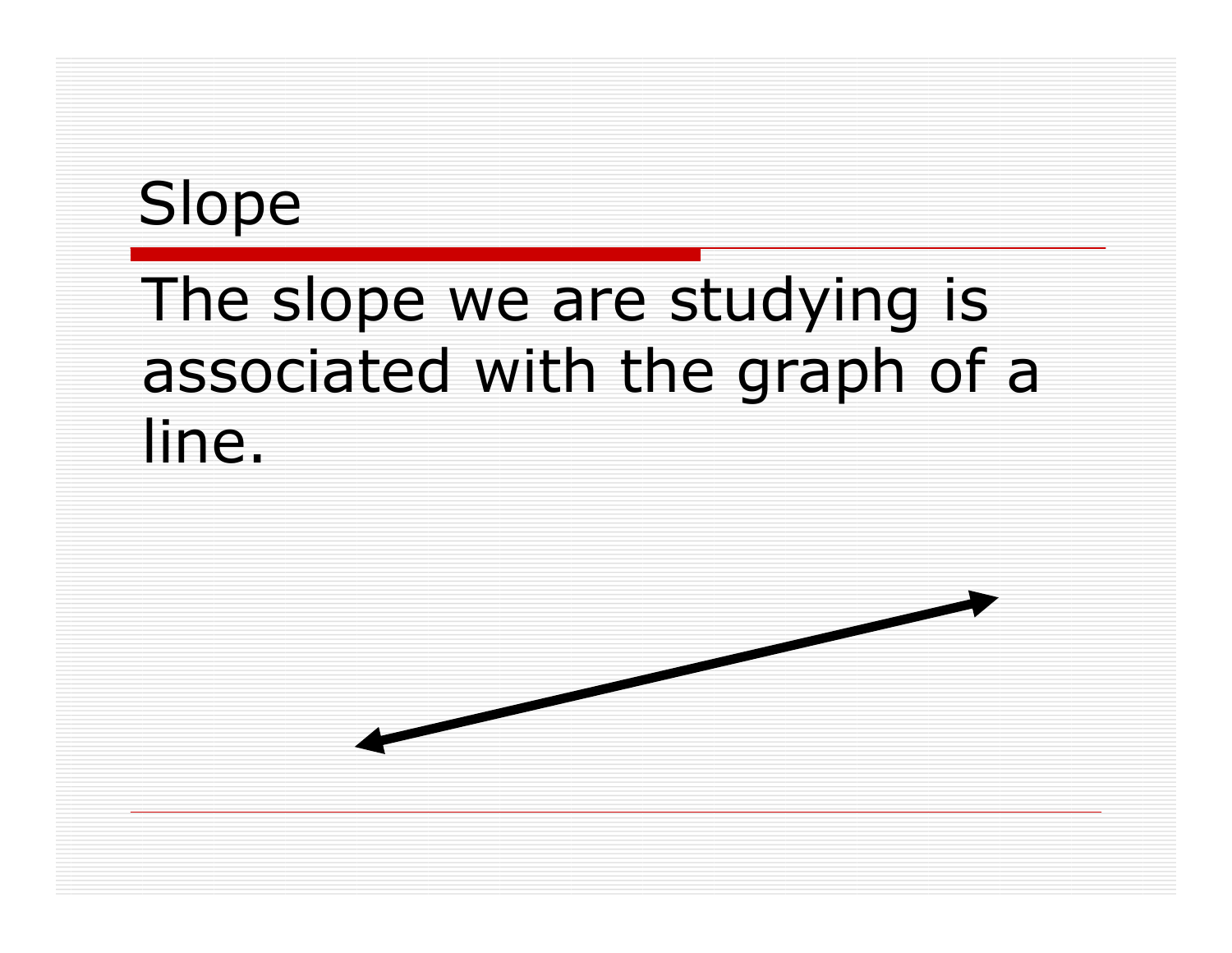# Slope

The slope we are studying is associated with the graph of a line.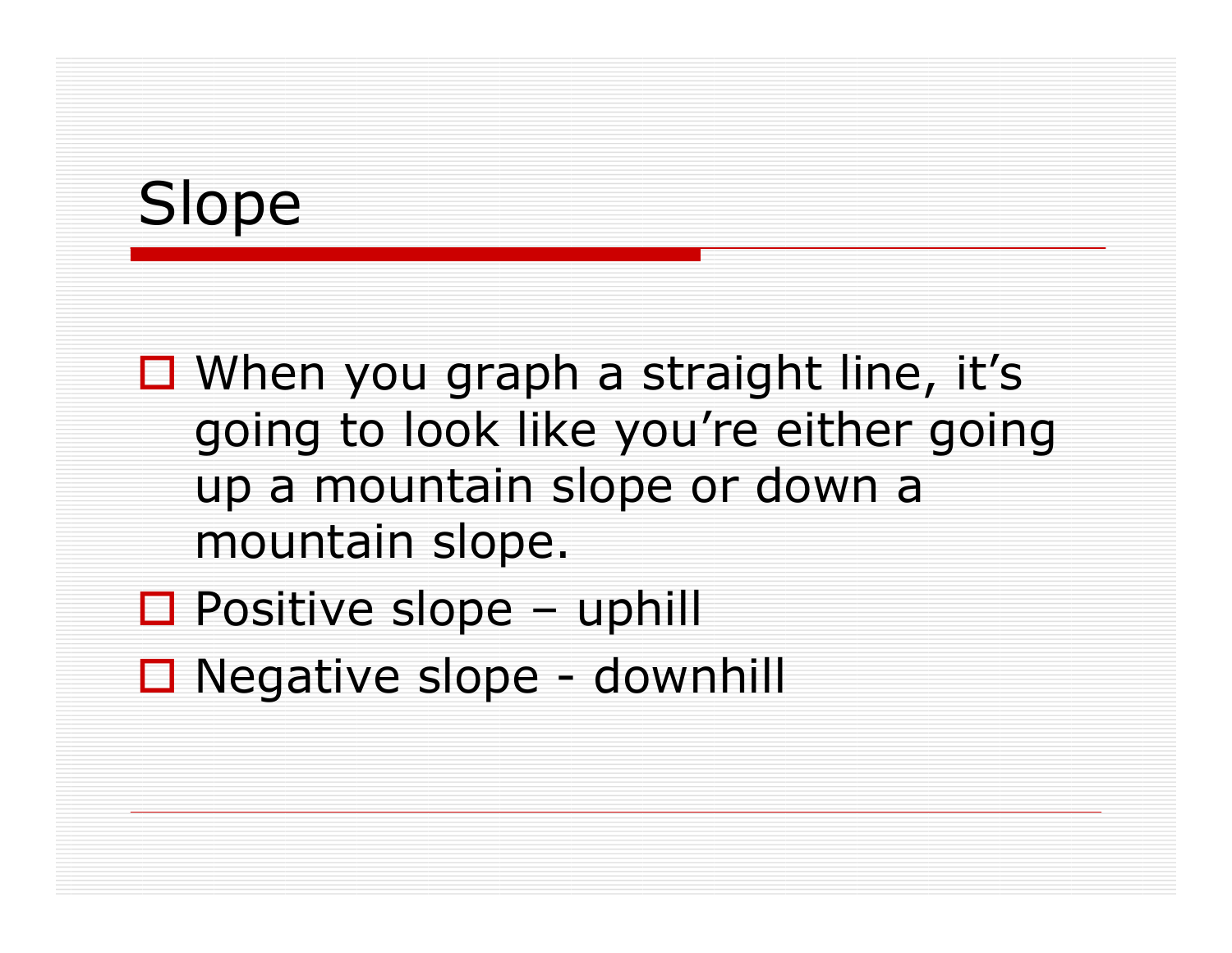# Slope

- When you graph a straight line, it's going to look like you're either going up a mountain slope or down a mountain slope.
- Positive slope – uphill
- Negative slope - downhill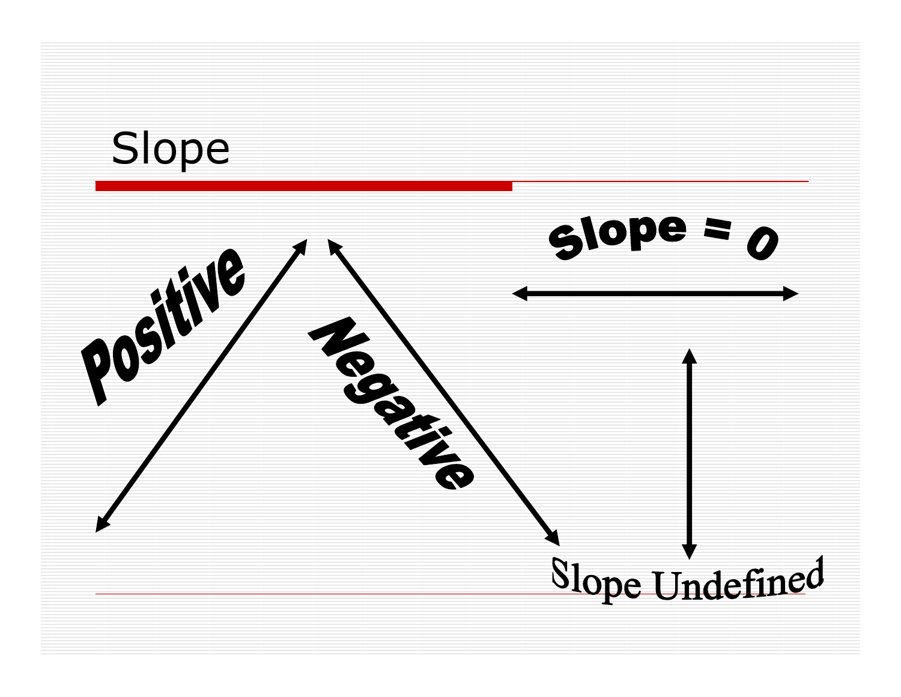# Slope

Positive

Negative

Slope = 0

Slope Undefined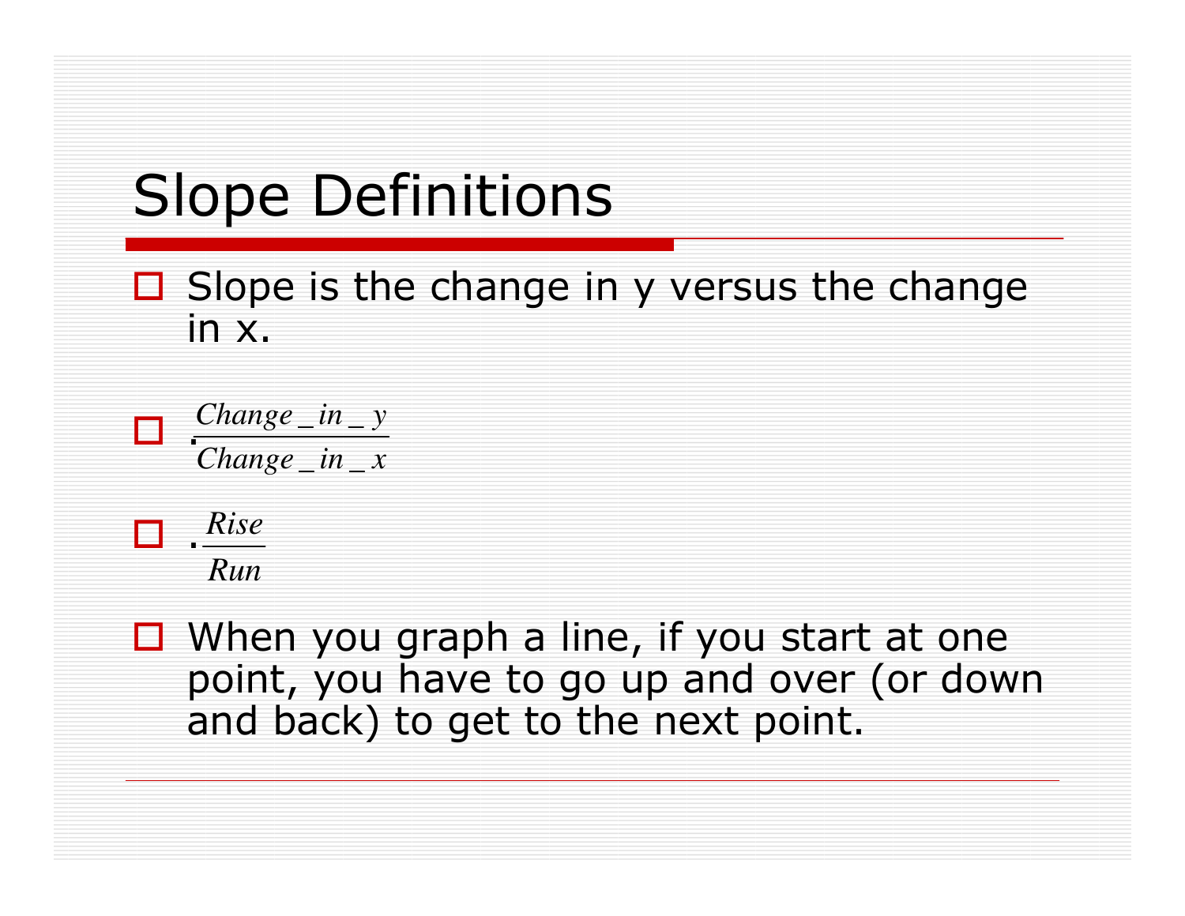# Slope Definitions

- Slope is the change in y versus the change in x.
- $$\frac{Change\_in\_y}{Change\_in\_x}$$
- $$\frac{Rise}{Run}$$
- When you graph a line, if you start at one point, you have to go up and over (or down and back) to get to the next point.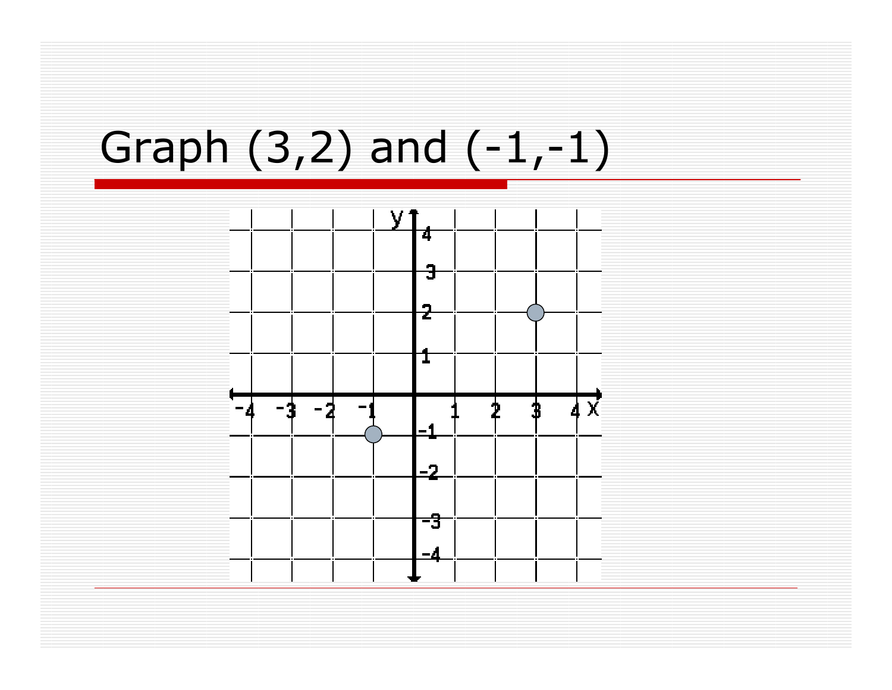# Graph (3,2) and (-1,-1)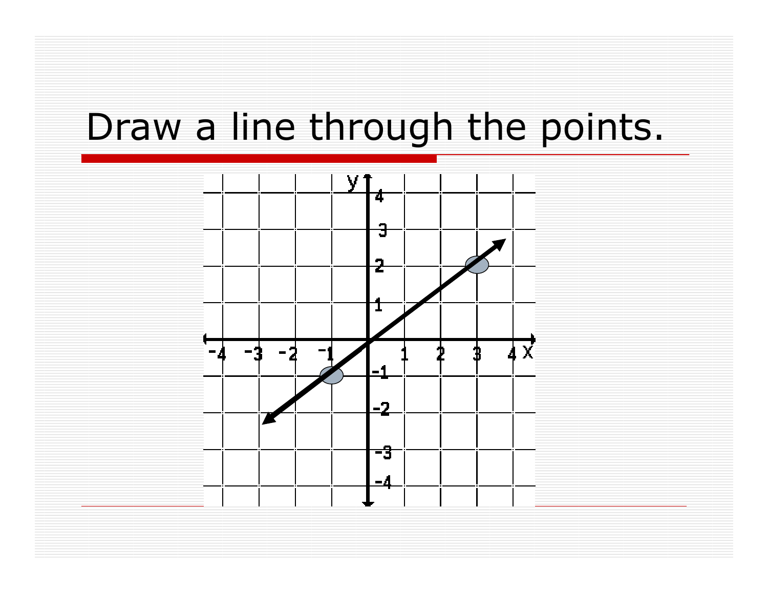# Draw a line through the points.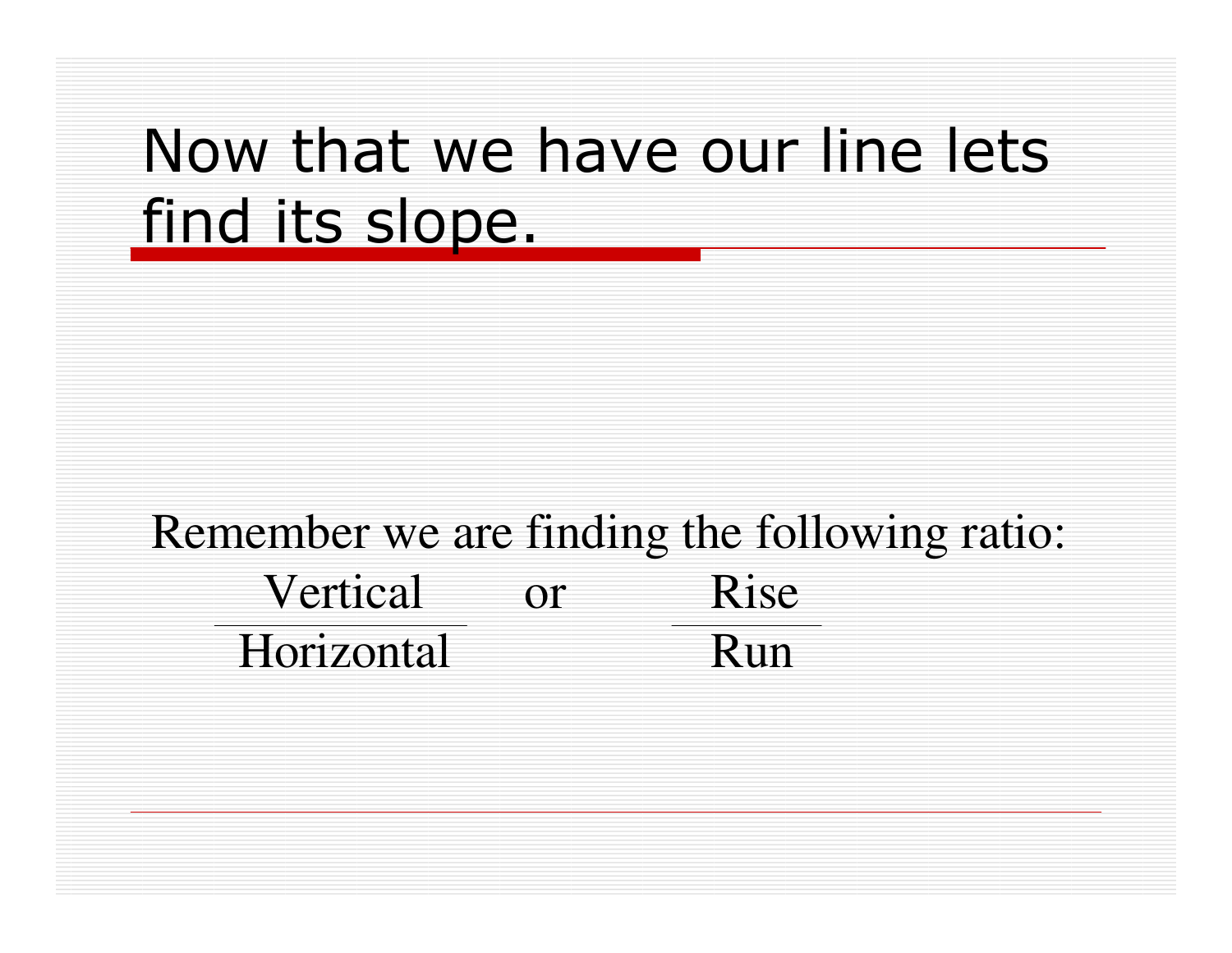# Now that we have our line lets find its slope.

Remember we are finding the following ratio:

$$\frac{\text{Vertical}}{\text{Horizontal}} \quad \text{or} \quad \frac{\text{Rise}}{\text{Run}}$$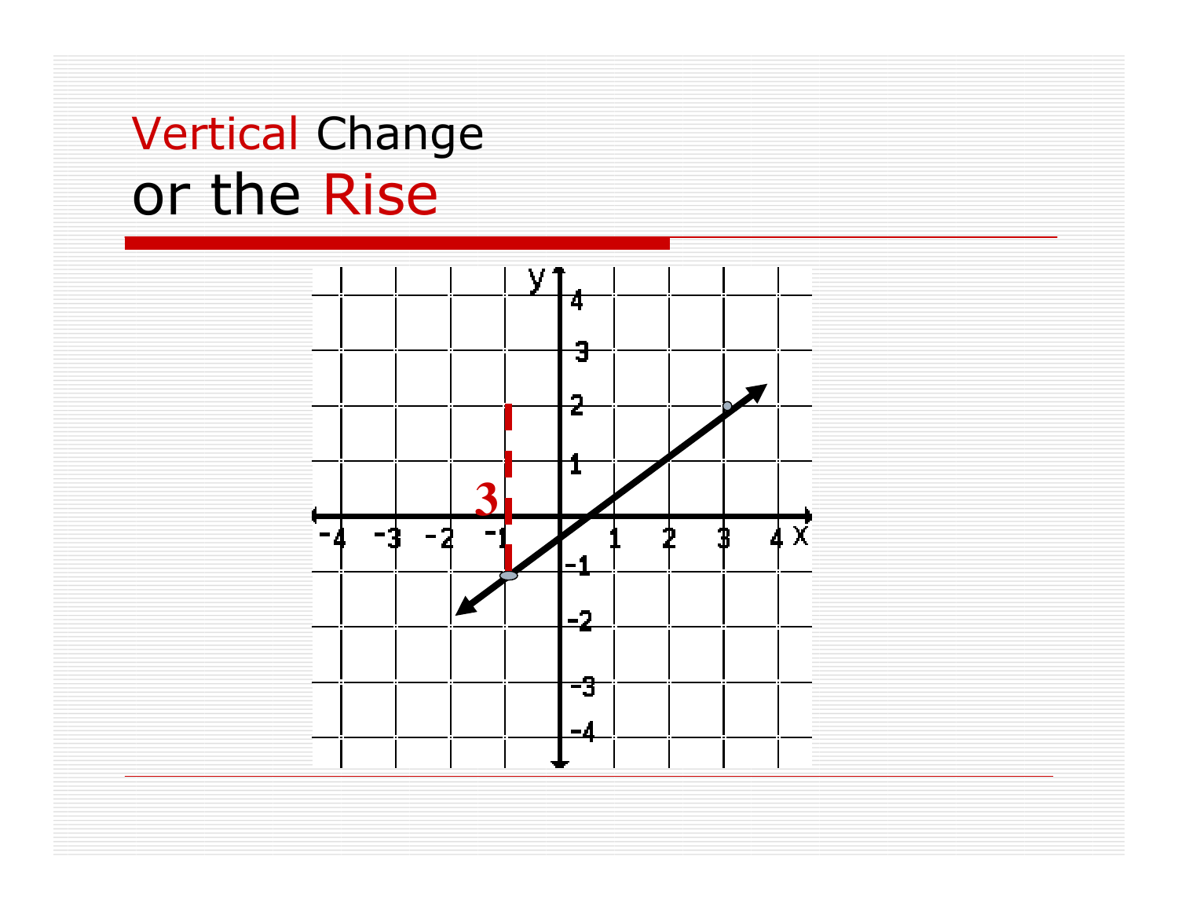# Vertical Change or the Rise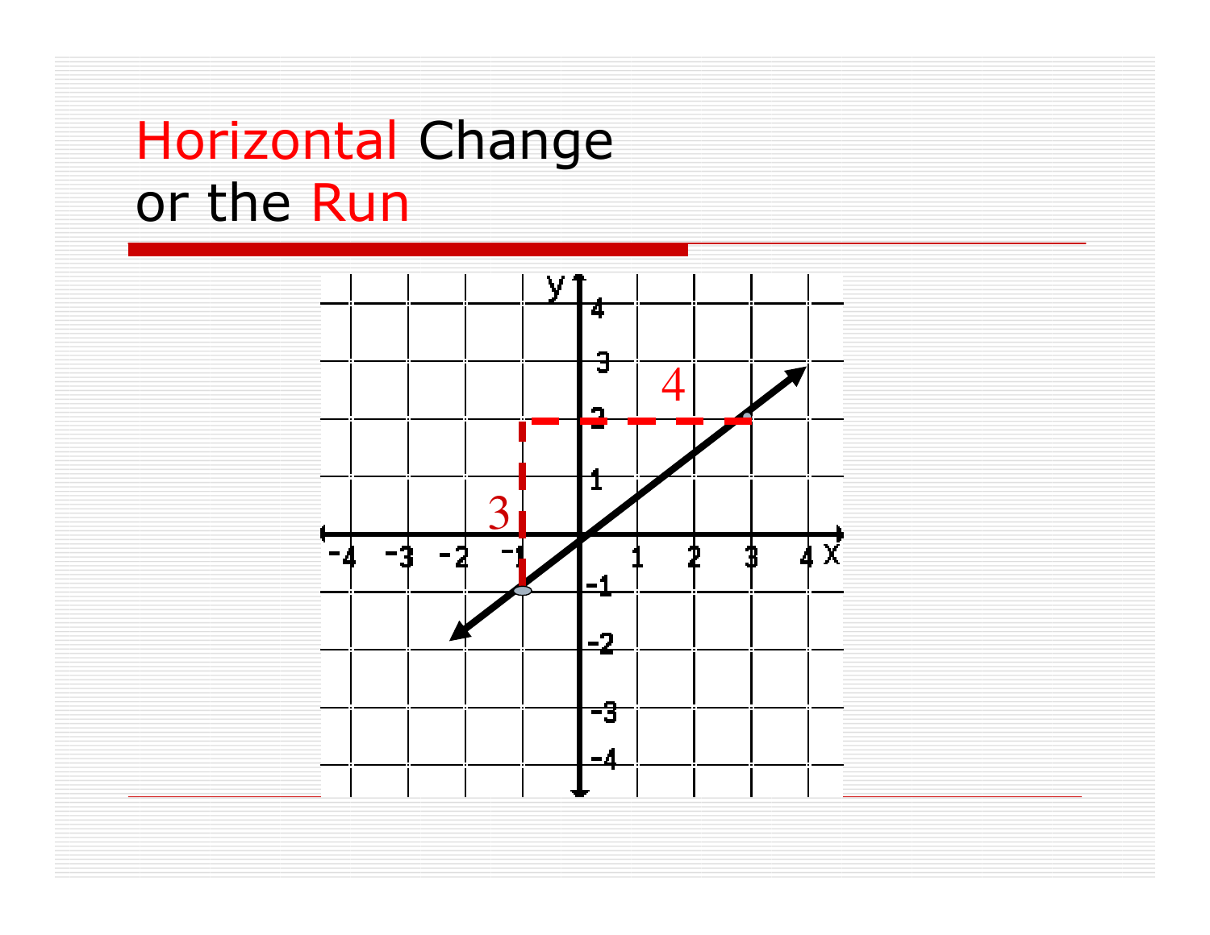# Horizontal Change or the Run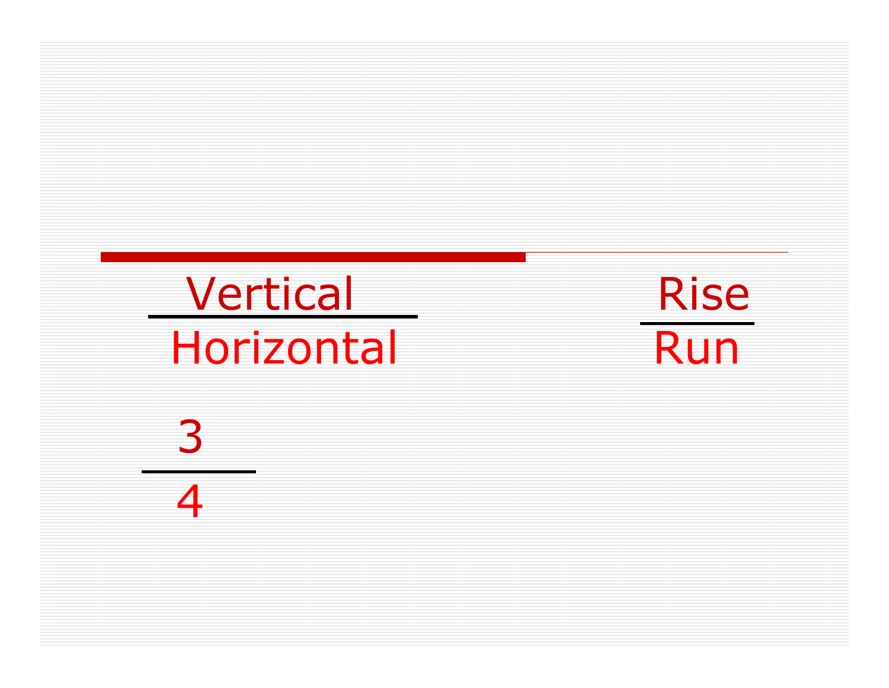$$\frac{\text{Vertical}}{\text{Horizontal}} \qquad \frac{\text{Rise}}{\text{Run}}$$

$$\frac{3}{4}$$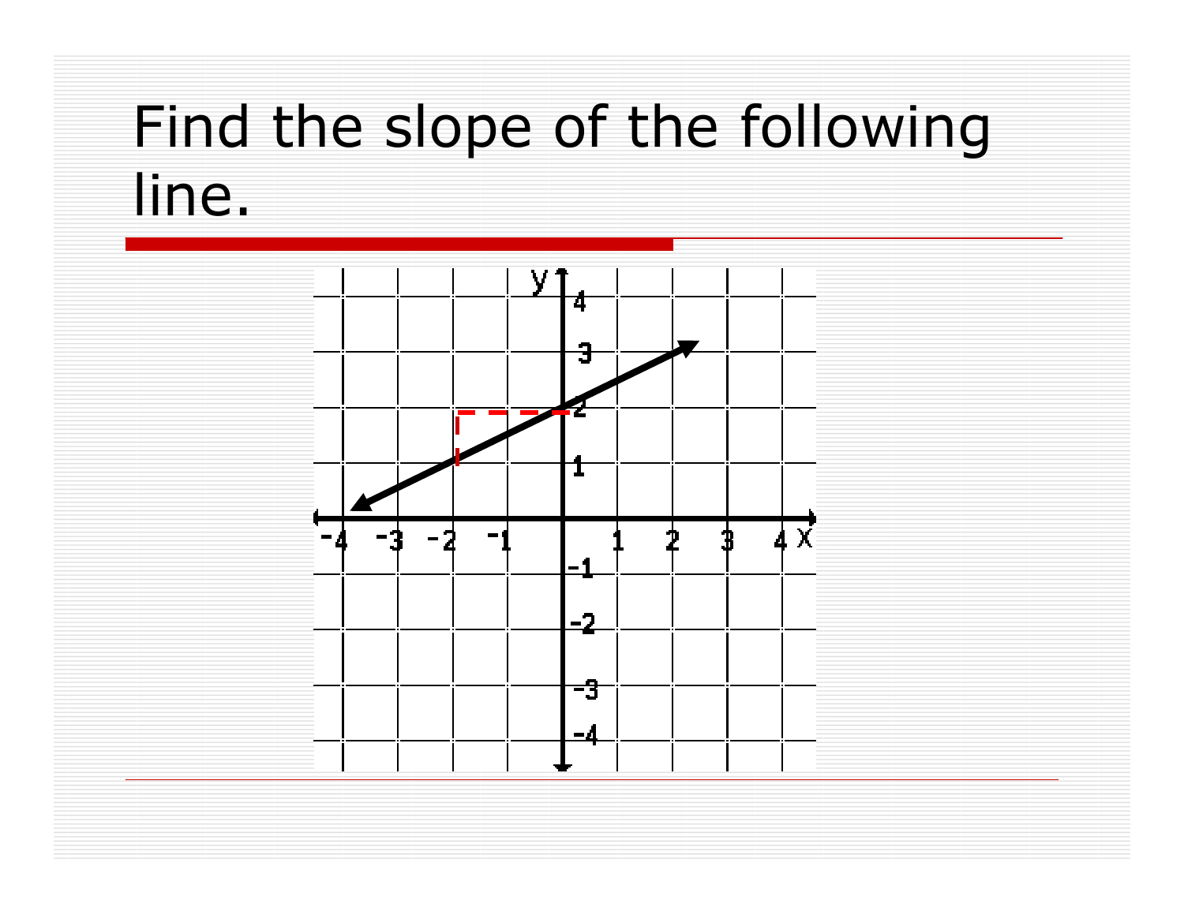# Find the slope of the following line.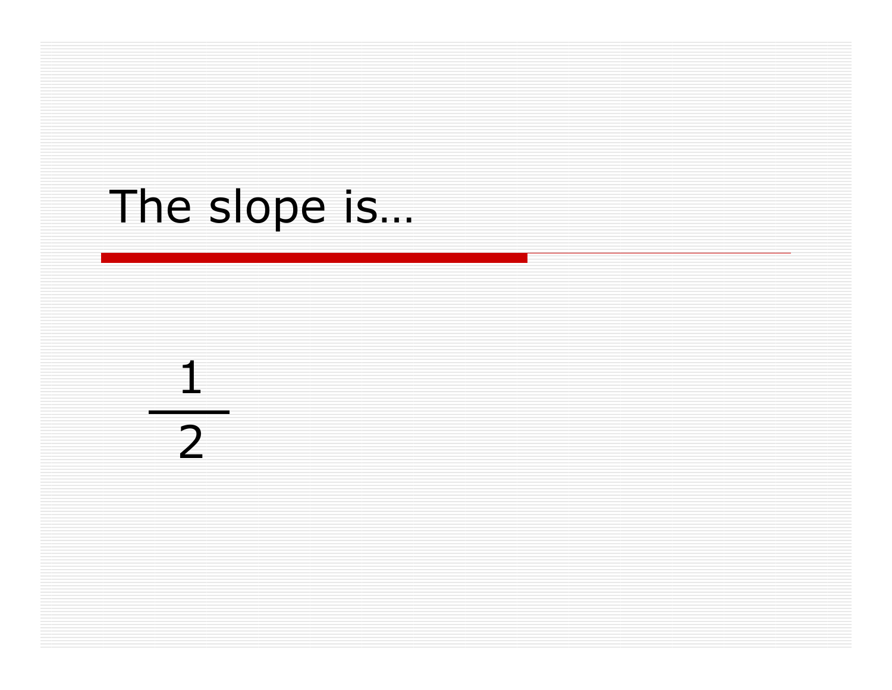# The slope is…

$$\frac{1}{2}$$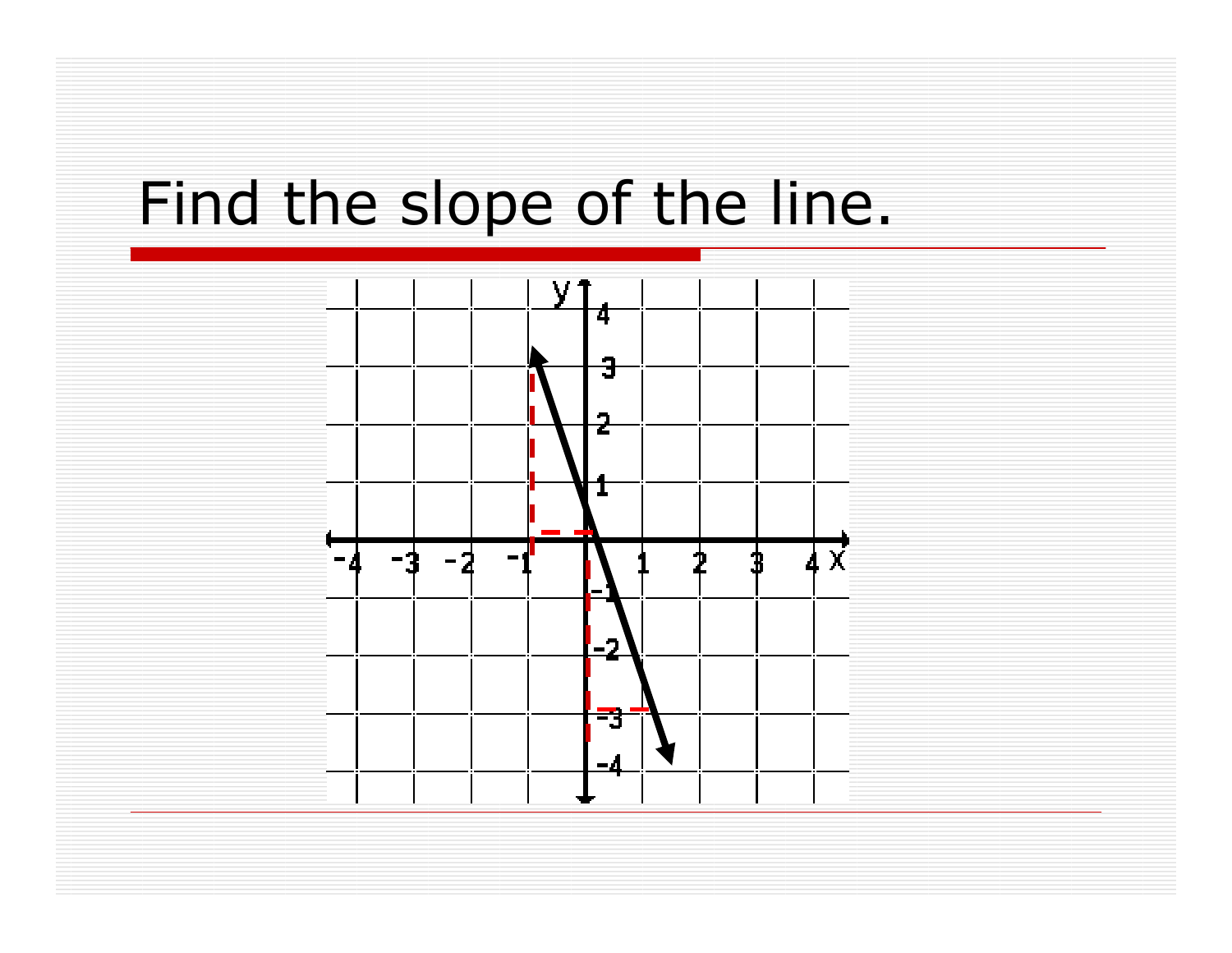# Find the slope of the line.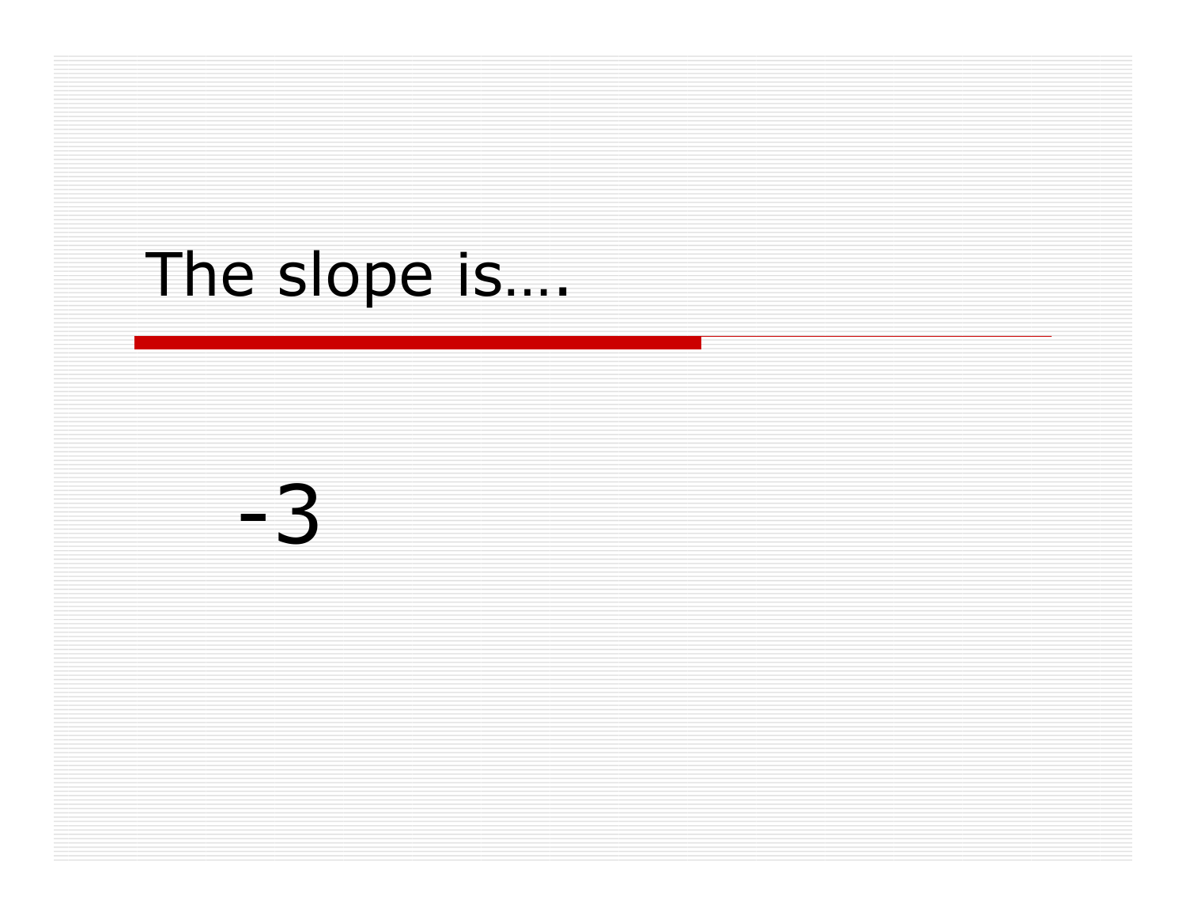# The slope is….

$-3$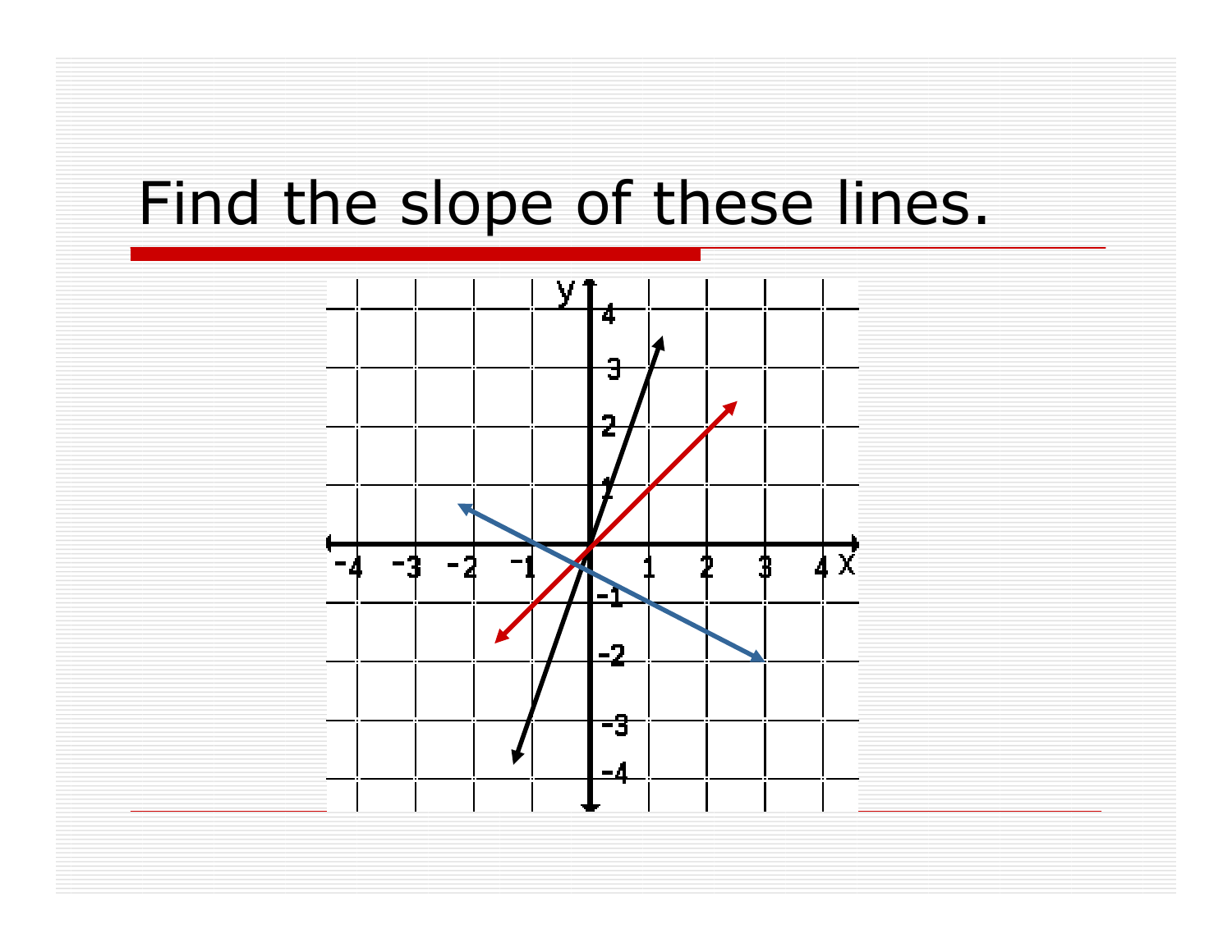# Find the slope of these lines.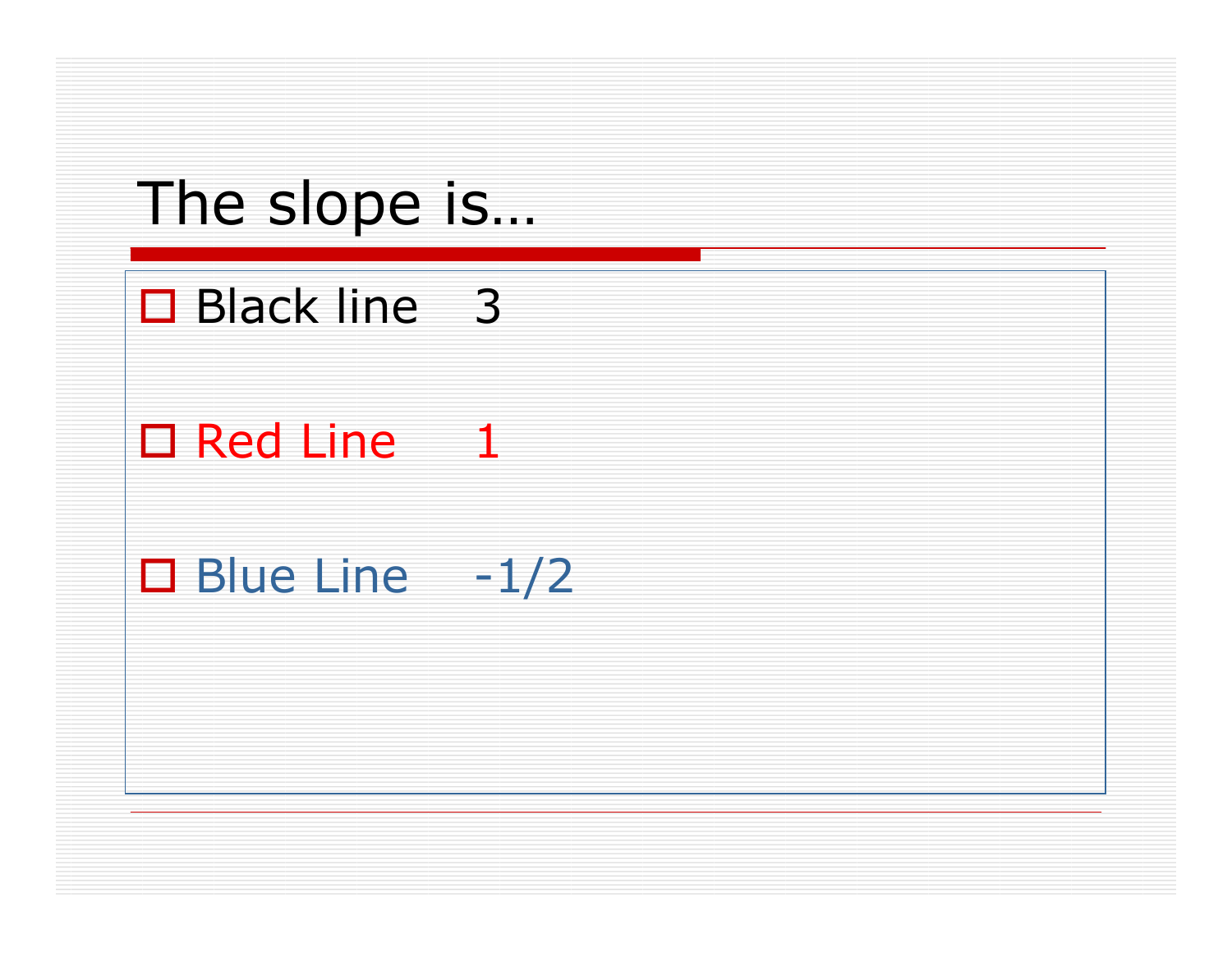# The slope is…

- Black line $3$
- Red Line $1$
- Blue Line $-1/2$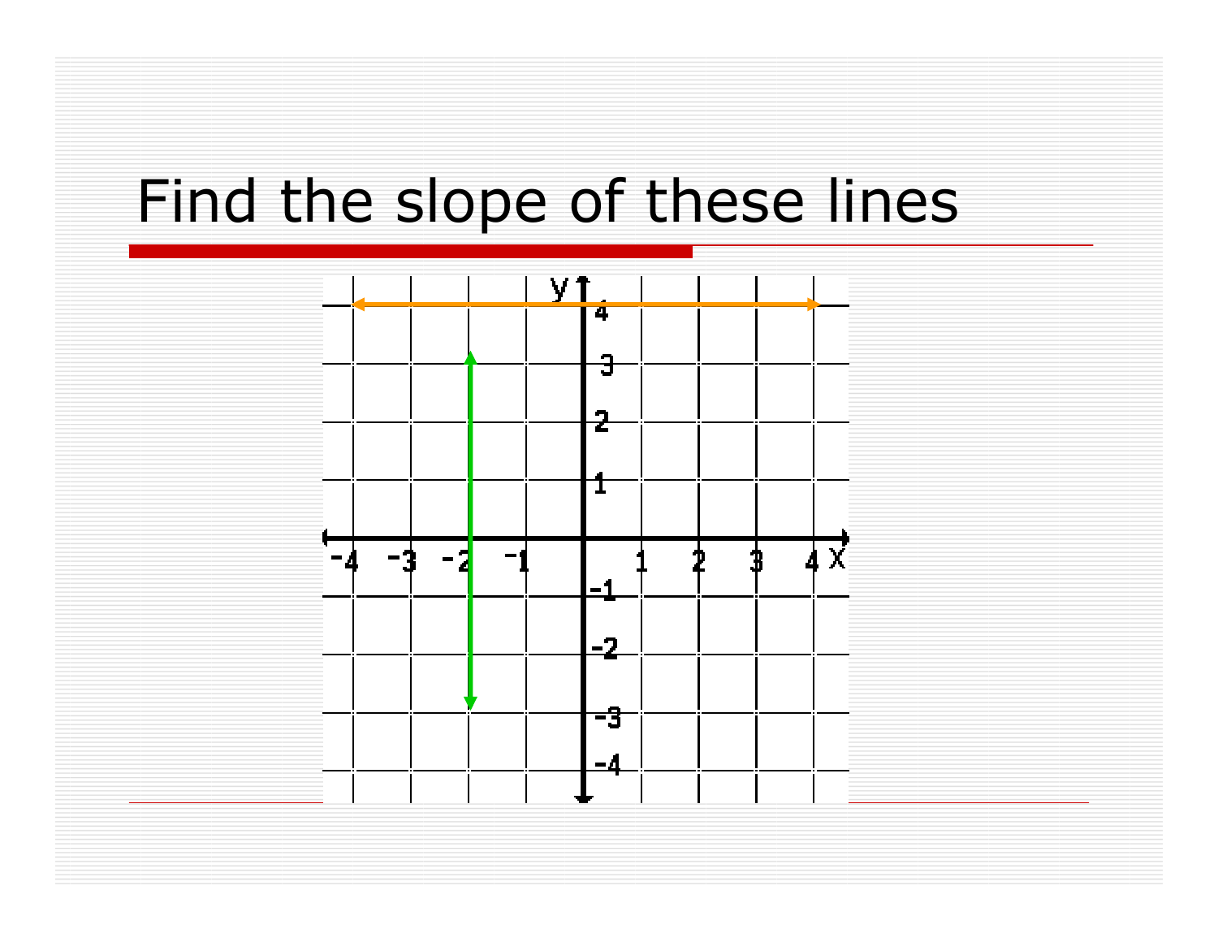# Find the slope of these lines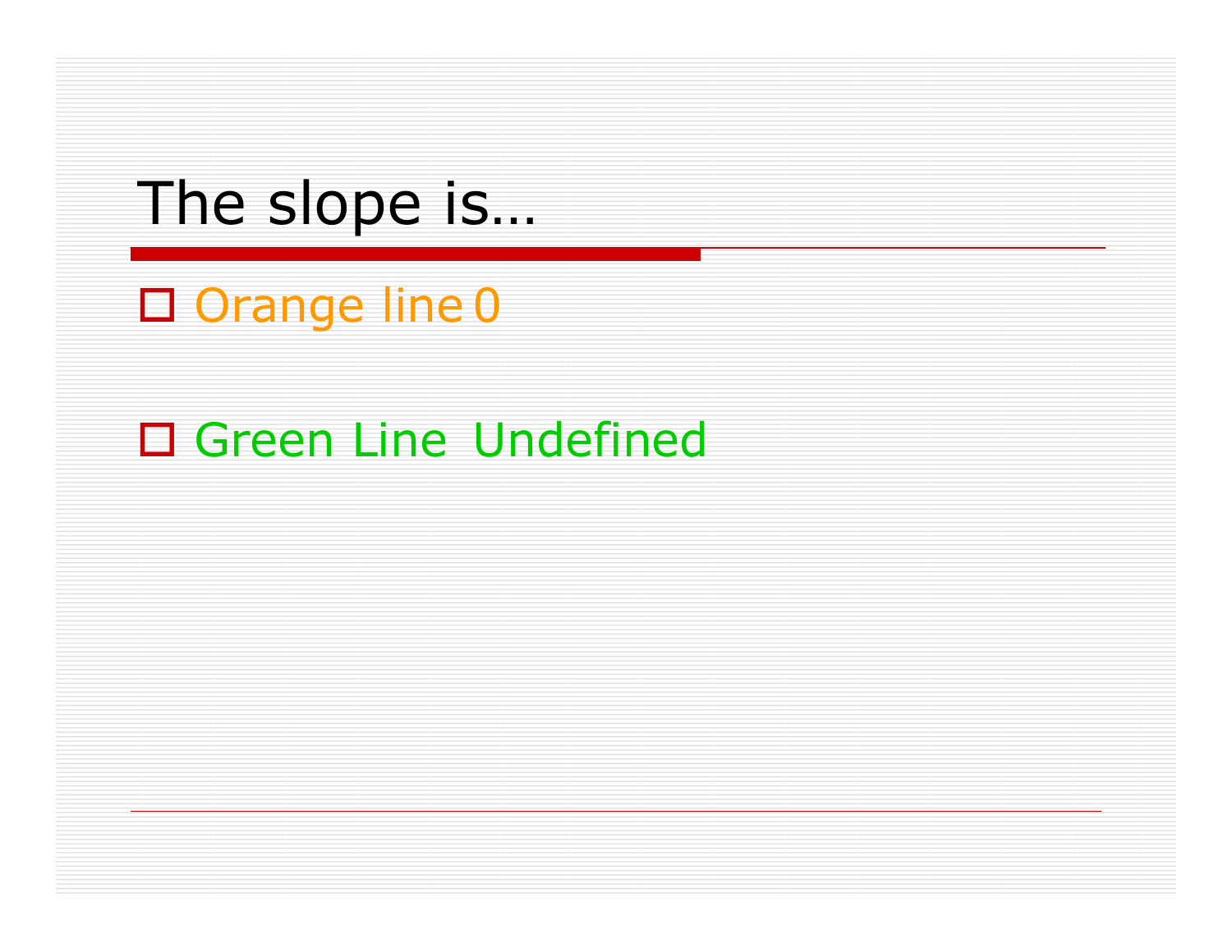# The slope is…

- Orange line 0
- Green Line Undefined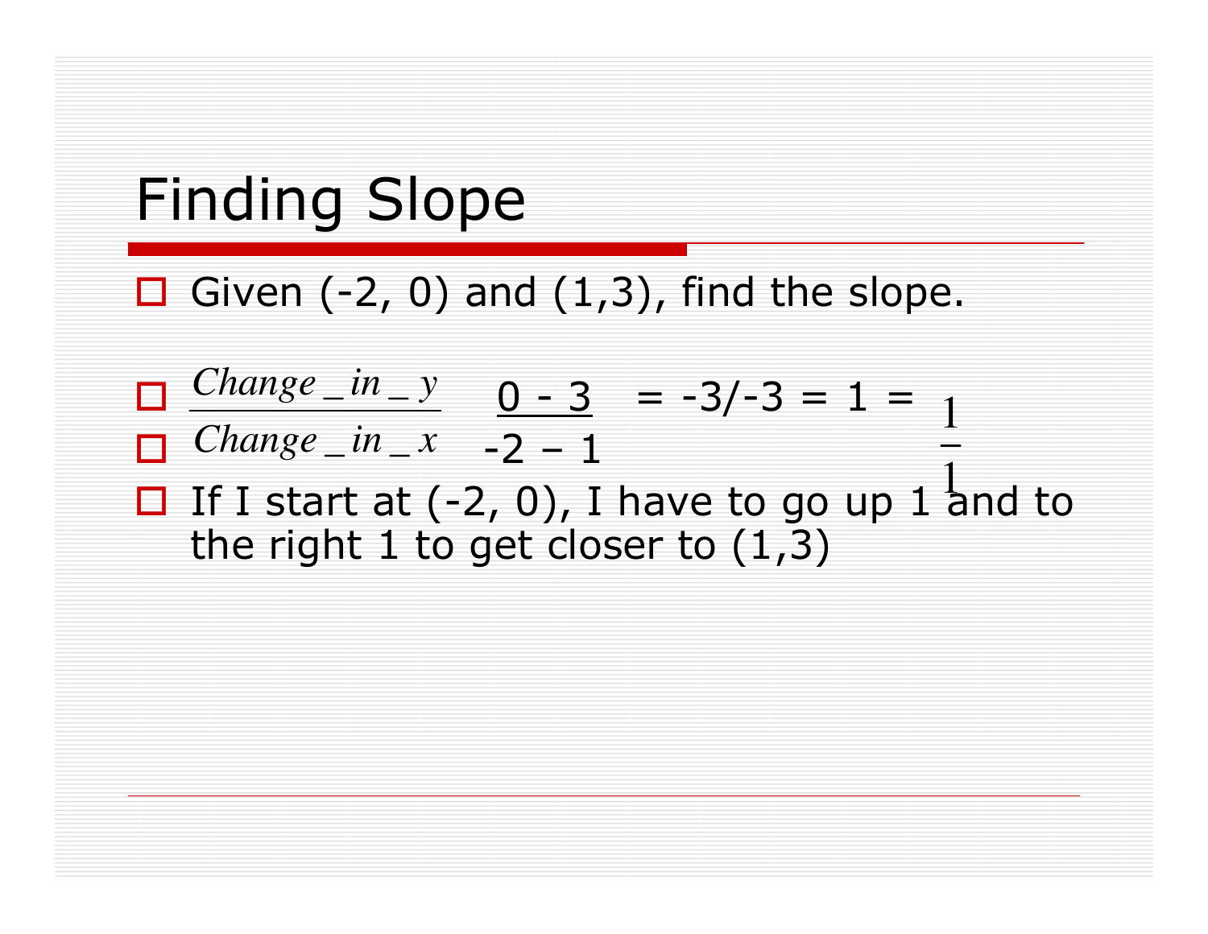# Finding Slope

- Given (-2, 0) and (1,3), find the slope.
- $\frac{Change\_in\_y}{Change\_in\_x}$ $\frac{0 - 3}{-2 - 1}$ = -3/-3 = 1 = $\frac{1}{1}$
- If I start at (-2, 0), I have to go up 1 and to the right 1 to get closer to (1,3)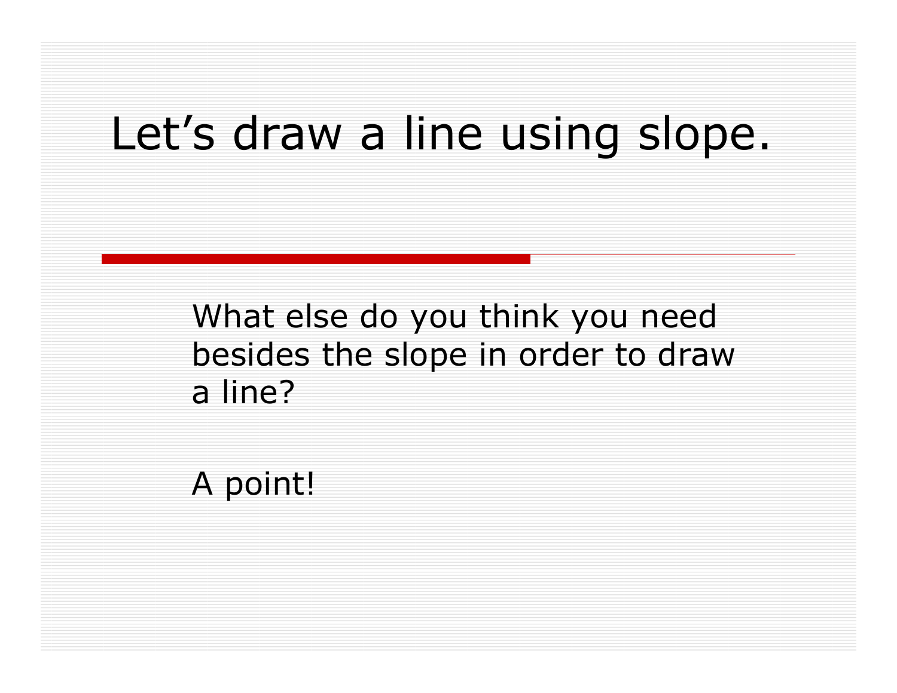# Let's draw a line using slope.

What else do you think you need besides the slope in order to draw a line?

A point!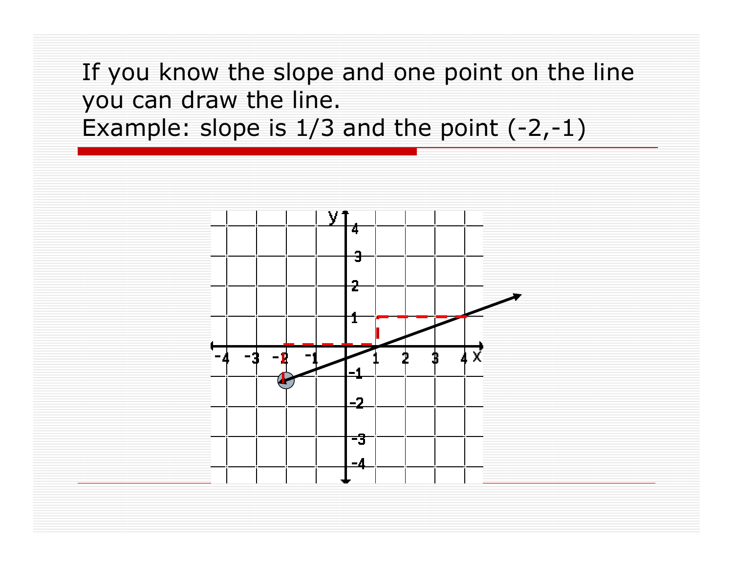If you know the slope and one point on the line you can draw the line.

Example: slope is 1/3 and the point (-2,-1)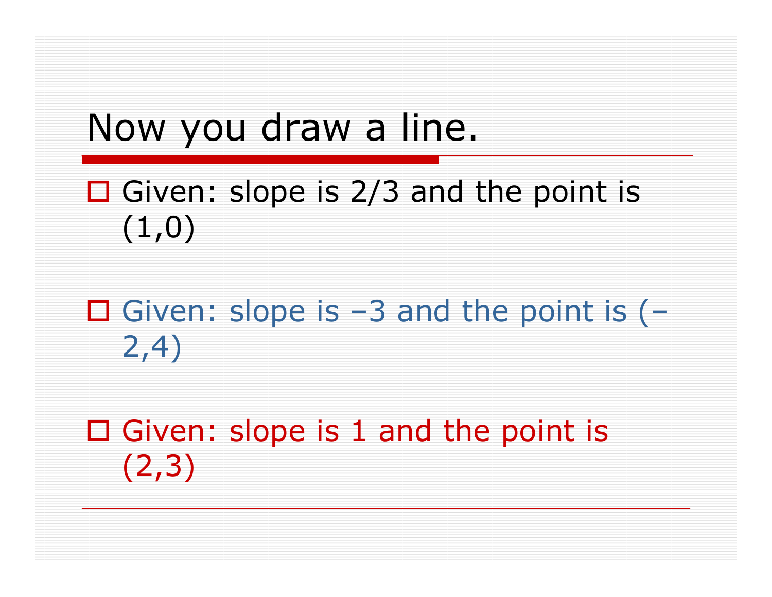# Now you draw a line.

- Given: slope is $2/3$ and the point is $(1,0)$
- Given: slope is $-3$ and the point is $(-2,4)$
- Given: slope is $1$ and the point is $(2,3)$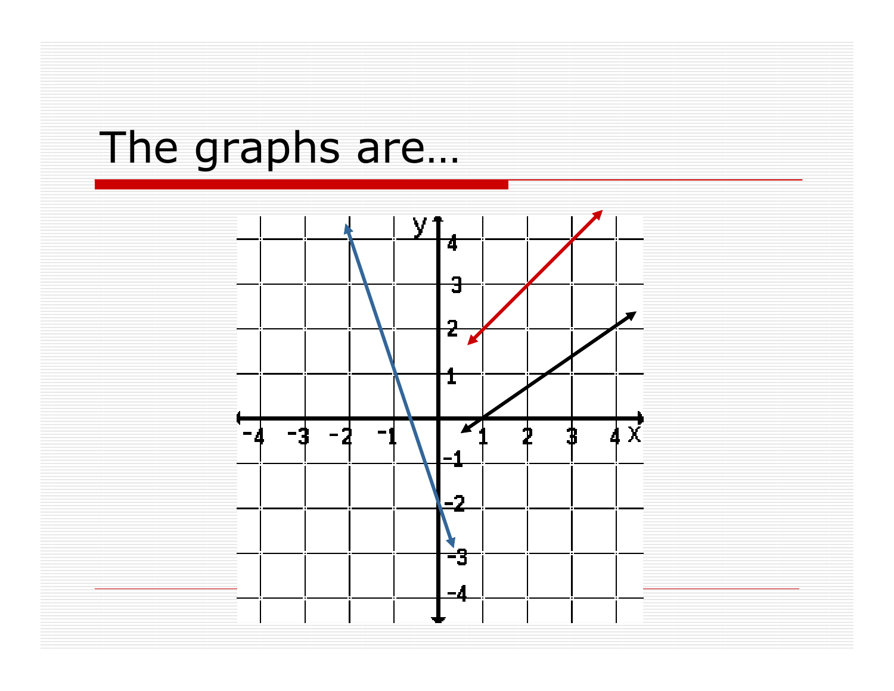# The graphs are…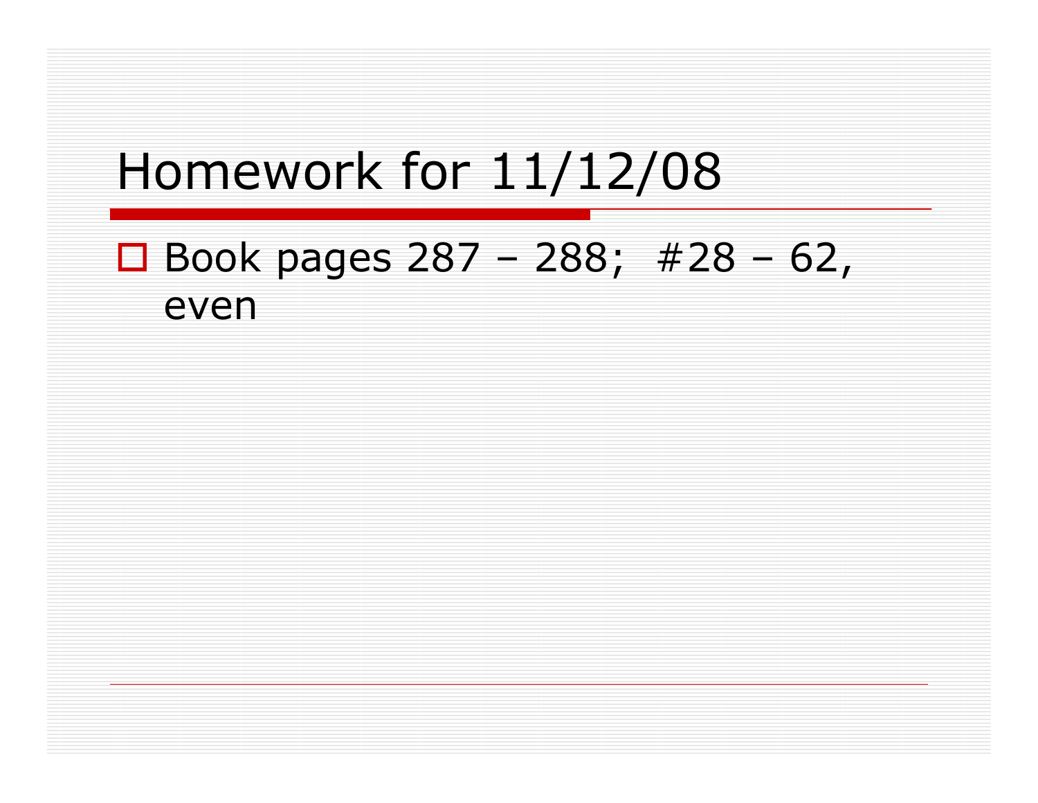# Homework for 11/12/08

- Book pages 287 – 288; #28 – 62, even